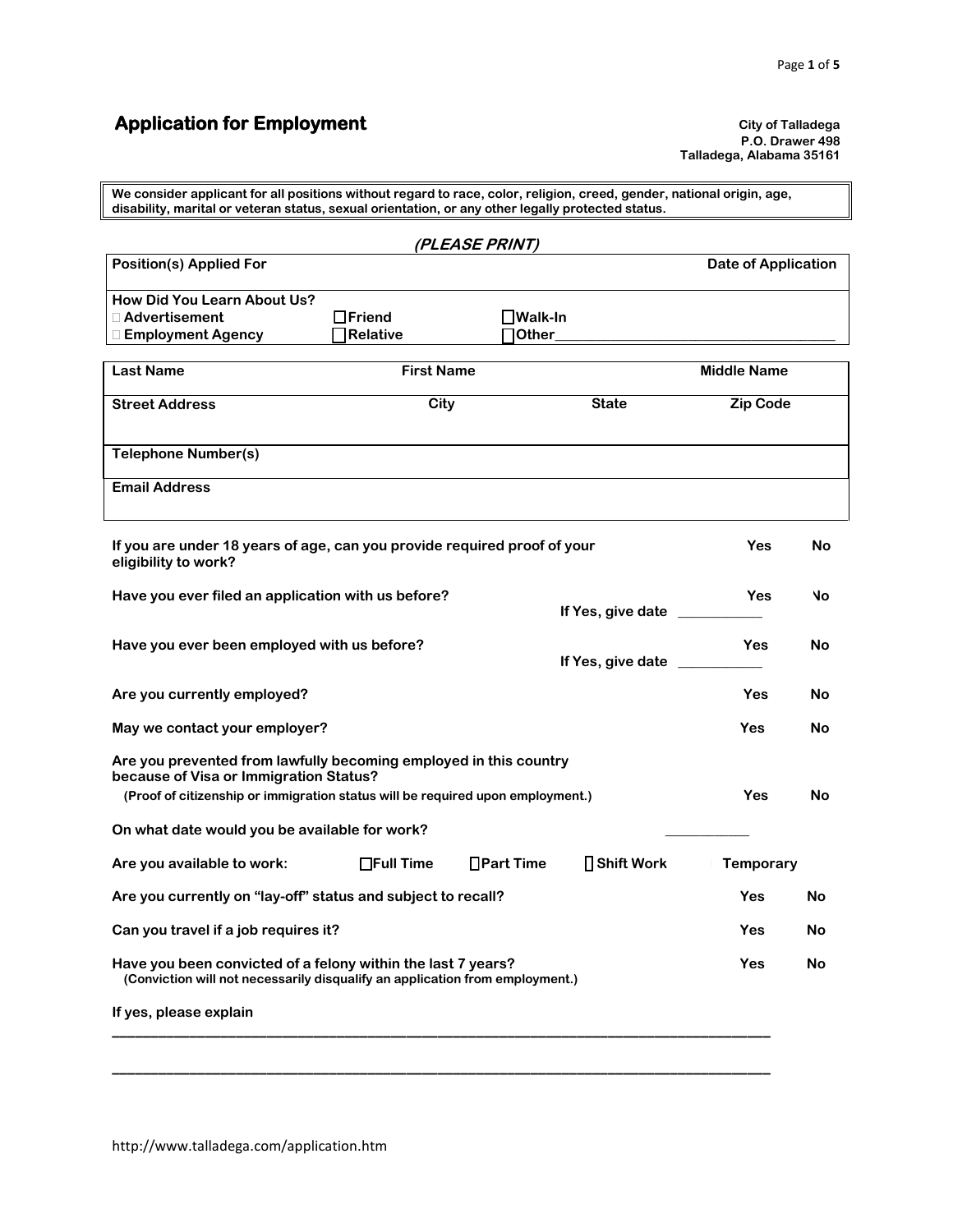# Application for Employment

**City of Talladega**
**P.O. Drawer 498**
**Talladega, Alabama 35161**

**We consider applicant for all positions without regard to race, color, religion, creed, gender, national origin, age, disability, marital or veteran status, sexual orientation, or any other legally protected status.**

***(PLEASE PRINT)***

| **Position(s) Applied For** | | | **Date of Application** |
|---|---|---|---|
| **How Did You Learn About Us?** | | | |
| ☐ **Advertisement** | ☐ **Friend** | ☐ **Walk-In** | |
| ☐ **Employment Agency** | ☐ **Relative** | ☐ **Other**________________________ | |

| **Last Name** | **First Name** | | **Middle Name** |
|---|---|---|---|
| **Street Address** | **City** | **State** | **Zip Code** |
| **Telephone Number(s)** | | | |
| **Email Address** | | | |

**If you are under 18 years of age, can you provide required proof of your eligibility to work?** **Yes** **No**

**Have you ever filed an application with us before?** **Yes** **No**
**If Yes, give date** ___________

**Have you ever been employed with us before?** **Yes** **No**
**If Yes, give date** ___________

**Are you currently employed?** **Yes** **No**

**May we contact your employer?** **Yes** **No**

**Are you prevented from lawfully becoming employed in this country because of Visa or Immigration Status?**
**(Proof of citizenship or immigration status will be required upon employment.)** **Yes** **No**

**On what date would you be available for work?** ___________

**Are you available to work:** ☐ **Full Time** ☐ **Part Time** ☐ **Shift Work** ☐ **Temporary**

**Are you currently on "lay-off" status and subject to recall?** **Yes** **No**

**Can you travel if a job requires it?** **Yes** **No**

**Have you been convicted of a felony within the last 7 years?** **Yes** **No**
**(Conviction will not necessarily disqualify an application from employment.)**

**If yes, please explain**

______________________________________________________________________________

______________________________________________________________________________

http://www.talladega.com/application.htm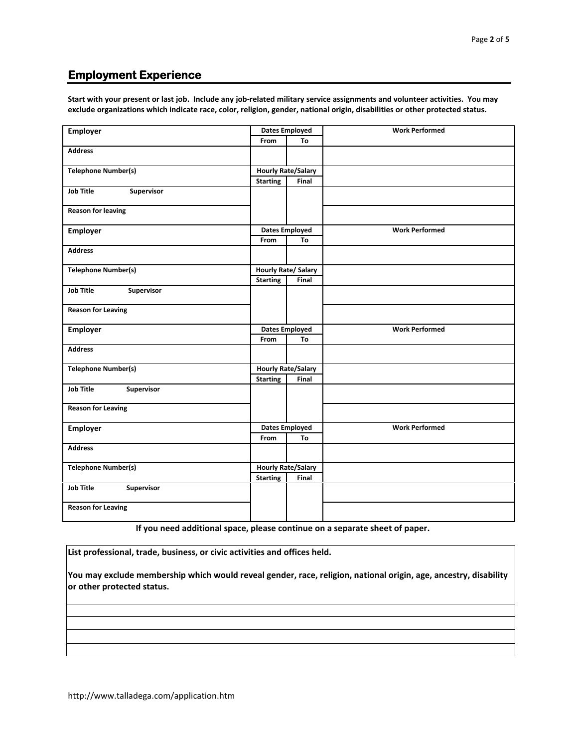## Employment Experience

**Start with your present or last job. Include any job-related military service assignments and volunteer activities. You may exclude organizations which indicate race, color, religion, gender, national origin, disabilities or other protected status.**

| Employer | Dates Employed | | Work Performed |
|---|---|---|---|
| | From | To | |
| Address | | | |
| Telephone Number(s) | Hourly Rate/Salary | | |
| | Starting | Final | |
| Job Title     Supervisor | | | |
| Reason for leaving | | | |
| **Employer** | **Dates Employed** | | **Work Performed** |
| | From | To | |
| Address | | | |
| Telephone Number(s) | Hourly Rate/ Salary | | |
| | Starting | Final | |
| Job Title     Supervisor | | | |
| Reason for Leaving | | | |
| **Employer** | **Dates Employed** | | **Work Performed** |
| | From | To | |
| Address | | | |
| Telephone Number(s) | Hourly Rate/Salary | | |
| | Starting | Final | |
| Job Title     Supervisor | | | |
| Reason for Leaving | | | |
| **Employer** | **Dates Employed** | | **Work Performed** |
| | From | To | |
| Address | | | |
| Telephone Number(s) | Hourly Rate/Salary | | |
| | Starting | Final | |
| Job Title     Supervisor | | | |
| Reason for Leaving | | | |

**If you need additional space, please continue on a separate sheet of paper.**

| List professional, trade, business, or civic activities and offices held.<br><br>You may exclude membership which would reveal gender, race, religion, national origin, age, ancestry, disability or other protected status. |
|---|
| |
| |
| |
| |

http://www.talladega.com/application.htm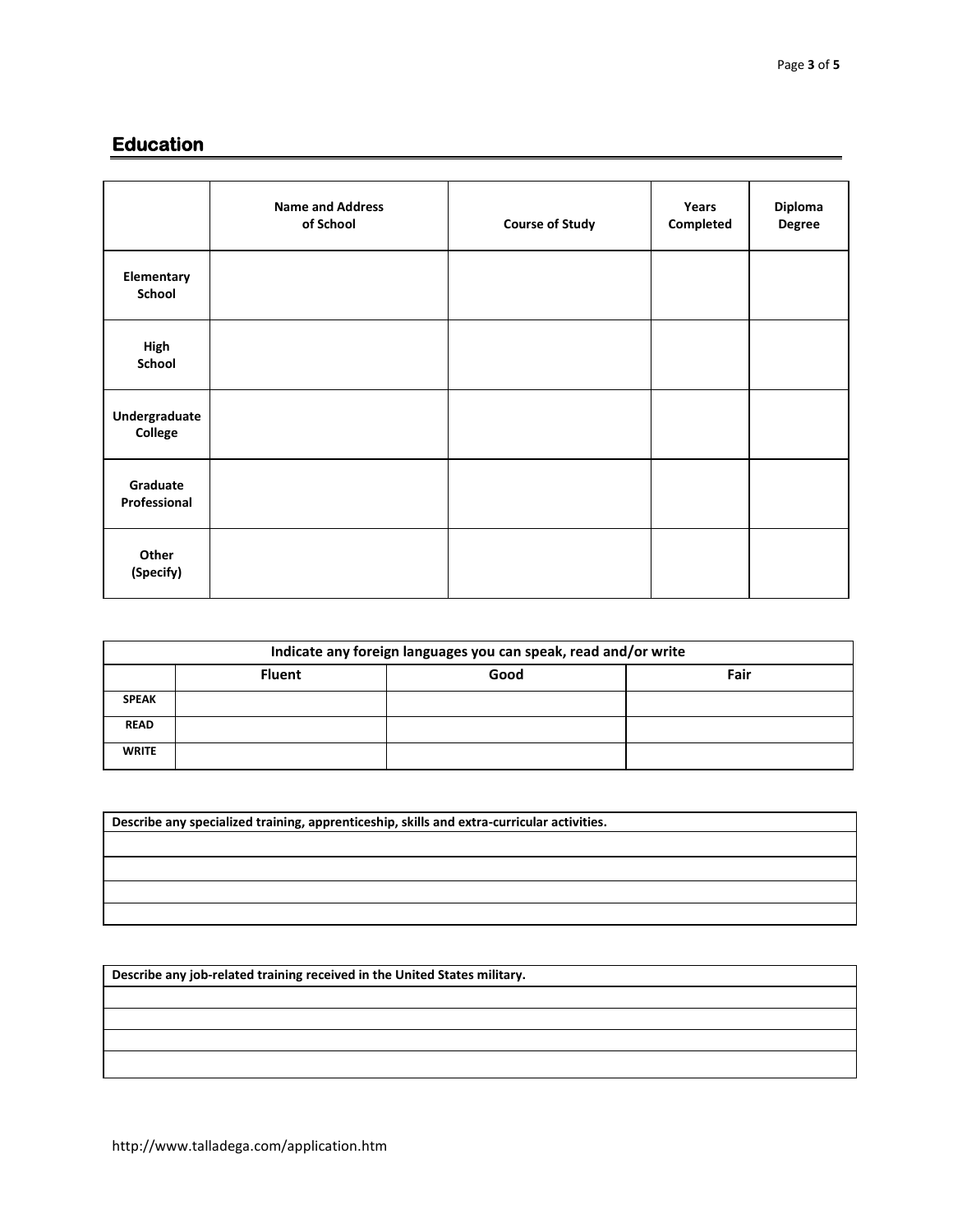## Education

| | Name and Address of School | Course of Study | Years Completed | Diploma Degree |
|---|---|---|---|---|
| Elementary School | | | | |
| High School | | | | |
| Undergraduate College | | | | |
| Graduate Professional | | | | |
| Other (Specify) | | | | |

| Indicate any foreign languages you can speak, read and/or write | | | |
|---|---|---|---|
| | Fluent | Good | Fair |
| SPEAK | | | |
| READ | | | |
| WRITE | | | |

| Describe any specialized training, apprenticeship, skills and extra-curricular activities. |
|---|
| |
| |
| |
| |

| Describe any job-related training received in the United States military. |
|---|
| |
| |
| |
| |

http://www.talladega.com/application.htm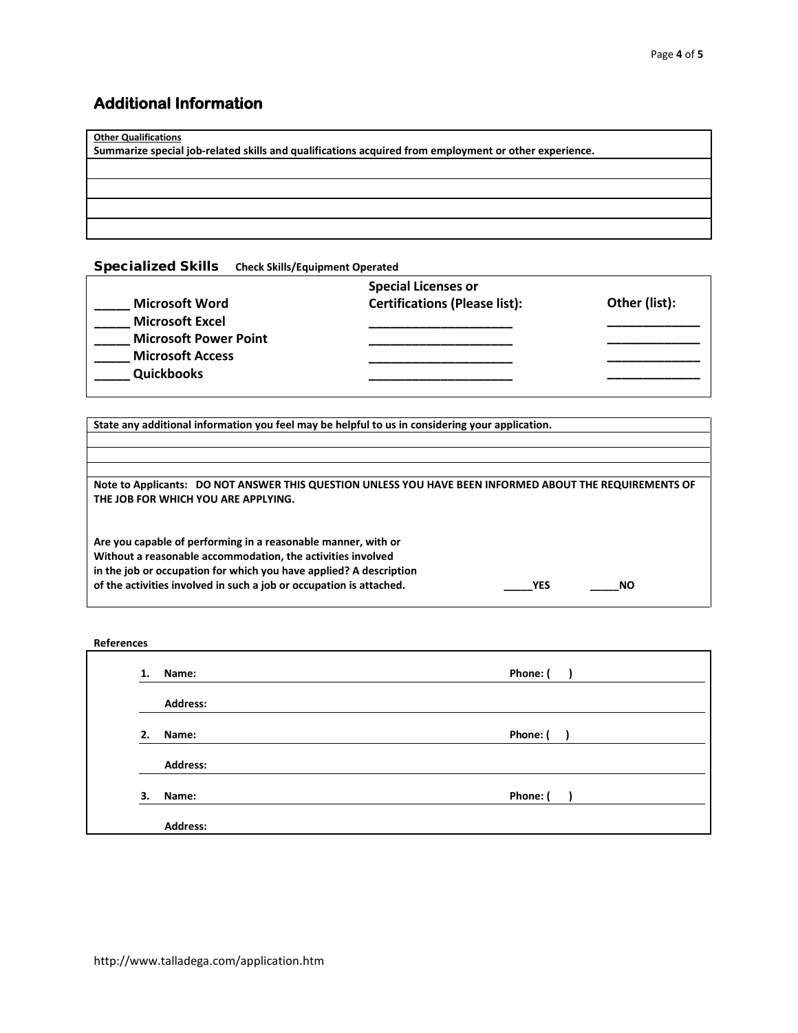## Additional Information

**Other Qualifications**

**Summarize special job-related skills and qualifications acquired from employment or other experience.**

| |
|---|
| |
| |
| |
| |

### Specialized Skills **Check Skills/Equipment Operated**

| | Special Licenses or Certifications (Please list): | Other (list): |
|---|---|---|
| _____ Microsoft Word | ____________________ | _____________ |
| _____ Microsoft Excel | ____________________ | _____________ |
| _____ Microsoft Power Point | ____________________ | _____________ |
| _____ Microsoft Access | ____________________ | _____________ |
| _____ Quickbooks | | |

**State any additional information you feel may be helpful to us in considering your application.**

| |
|---|
| |
| |
| |

**Note to Applicants: DO NOT ANSWER THIS QUESTION UNLESS YOU HAVE BEEN INFORMED ABOUT THE REQUIREMENTS OF THE JOB FOR WHICH YOU ARE APPLYING.**

**Are you capable of performing in a reasonable manner, with or Without a reasonable accommodation, the activities involved in the job or occupation for which you have applied? A description of the activities involved in such a job or occupation is attached.** _____**YES** _____**NO**

**References**

1. **Name:** ______________________________ **Phone: (   )** ______________

   **Address:** ______________________________________________

2. **Name:** ______________________________ **Phone: (   )** ______________

   **Address:** ______________________________________________

3. **Name:** ______________________________ **Phone: (   )** ______________

   **Address:** ______________________________________________

http://www.talladega.com/application.htm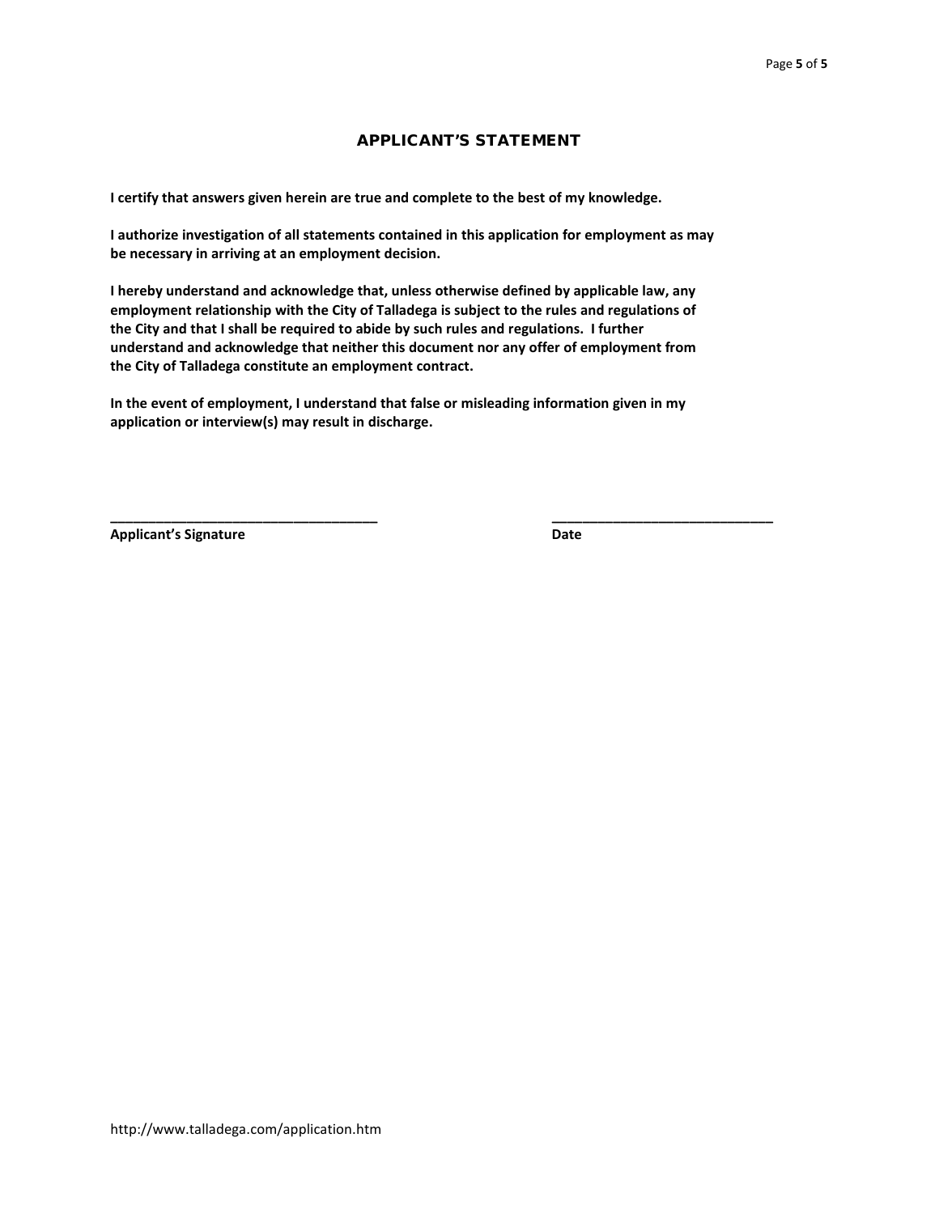## APPLICANT'S STATEMENT

**I certify that answers given herein are true and complete to the best of my knowledge.**

**I authorize investigation of all statements contained in this application for employment as may be necessary in arriving at an employment decision.**

**I hereby understand and acknowledge that, unless otherwise defined by applicable law, any employment relationship with the City of Talladega is subject to the rules and regulations of the City and that I shall be required to abide by such rules and regulations. I further understand and acknowledge that neither this document nor any offer of employment from the City of Talladega constitute an employment contract.**

**In the event of employment, I understand that false or misleading information given in my application or interview(s) may result in discharge.**

\_\_\_\_\_\_\_\_\_\_\_\_\_\_\_\_\_\_\_\_\_\_\_\_\_\_\_\_\_\_\_\_\_\_\_
**Applicant's Signature**

\_\_\_\_\_\_\_\_\_\_\_\_\_\_\_\_\_\_\_\_\_\_\_\_\_\_\_\_\_\_
**Date**

http://www.talladega.com/application.htm